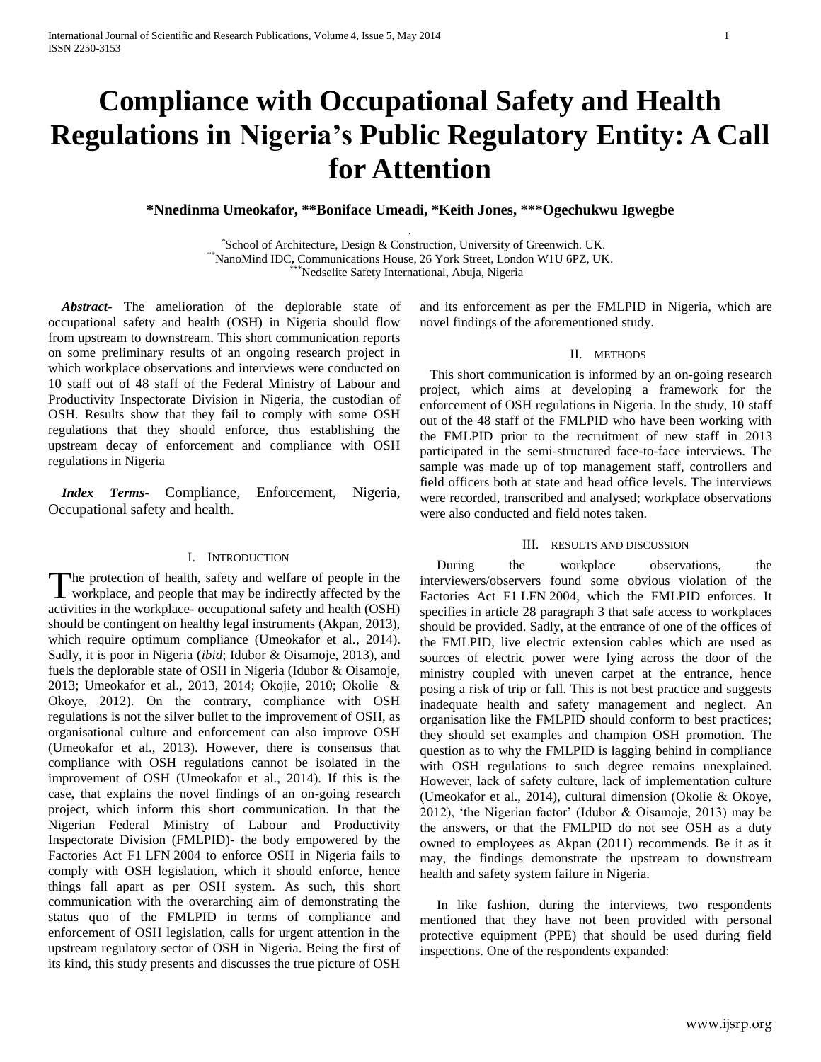# Compliance with Occupational Safety and Health Regulations in Nigeria's Public Regulatory Entity: A Call for Attention

**\*Nnedinma Umeokafor, \*\*Boniface Umeadi, \*Keith Jones, \*\*\*Ogechukwu Igwegbe**

[\*]School of Architecture, Design & Construction, University of Greenwich. UK.
[\*\*]NanoMind IDC, Communications House, 26 York Street, London W1U 6PZ, UK.
[\*\*\*]Nedselite Safety International, Abuja, Nigeria

***Abstract*-** The amelioration of the deplorable state of occupational safety and health (OSH) in Nigeria should flow from upstream to downstream. This short communication reports on some preliminary results of an ongoing research project in which workplace observations and interviews were conducted on 10 staff out of 48 staff of the Federal Ministry of Labour and Productivity Inspectorate Division in Nigeria, the custodian of OSH. Results show that they fail to comply with some OSH regulations that they should enforce, thus establishing the upstream decay of enforcement and compliance with OSH regulations in Nigeria

***Index Terms*-** Compliance, Enforcement, Nigeria, Occupational safety and health.

## I. Introduction

The protection of health, safety and welfare of people in the workplace, and people that may be indirectly affected by the activities in the workplace- occupational safety and health (OSH) should be contingent on healthy legal instruments (Akpan, 2013), which require optimum compliance (Umeokafor et al., 2014). Sadly, it is poor in Nigeria (*ibid*; Idubor & Oisamoje, 2013), and fuels the deplorable state of OSH in Nigeria (Idubor & Oisamoje, 2013; Umeokafor et al., 2013, 2014; Okojie, 2010; Okolie & Okoye, 2012). On the contrary, compliance with OSH regulations is not the silver bullet to the improvement of OSH, as organisational culture and enforcement can also improve OSH (Umeokafor et al., 2013). However, there is consensus that compliance with OSH regulations cannot be isolated in the improvement of OSH (Umeokafor et al., 2014). If this is the case, that explains the novel findings of an on-going research project, which inform this short communication. In that the Nigerian Federal Ministry of Labour and Productivity Inspectorate Division (FMLPID)- the body empowered by the Factories Act F1 LFN 2004 to enforce OSH in Nigeria fails to comply with OSH legislation, which it should enforce, hence things fall apart as per OSH system. As such, this short communication with the overarching aim of demonstrating the status quo of the FMLPID in terms of compliance and enforcement of OSH legislation, calls for urgent attention in the upstream regulatory sector of OSH in Nigeria. Being the first of its kind, this study presents and discusses the true picture of OSH and its enforcement as per the FMLPID in Nigeria, which are novel findings of the aforementioned study.

## II. Methods

This short communication is informed by an on-going research project, which aims at developing a framework for the enforcement of OSH regulations in Nigeria. In the study, 10 staff out of the 48 staff of the FMLPID who have been working with the FMLPID prior to the recruitment of new staff in 2013 participated in the semi-structured face-to-face interviews. The sample was made up of top management staff, controllers and field officers both at state and head office levels. The interviews were recorded, transcribed and analysed; workplace observations were also conducted and field notes taken.

## III. Results and Discussion

During the workplace observations, the interviewers/observers found some obvious violation of the Factories Act F1 LFN 2004, which the FMLPID enforces. It specifies in article 28 paragraph 3 that safe access to workplaces should be provided. Sadly, at the entrance of one of the offices of the FMLPID, live electric extension cables which are used as sources of electric power were lying across the door of the ministry coupled with uneven carpet at the entrance, hence posing a risk of trip or fall. This is not best practice and suggests inadequate health and safety management and neglect. An organisation like the FMLPID should conform to best practices; they should set examples and champion OSH promotion. The question as to why the FMLPID is lagging behind in compliance with OSH regulations to such degree remains unexplained. However, lack of safety culture, lack of implementation culture (Umeokafor et al., 2014), cultural dimension (Okolie & Okoye, 2012), 'the Nigerian factor' (Idubor & Oisamoje, 2013) may be the answers, or that the FMLPID do not see OSH as a duty owned to employees as Akpan (2011) recommends. Be it as it may, the findings demonstrate the upstream to downstream health and safety system failure in Nigeria.

In like fashion, during the interviews, two respondents mentioned that they have not been provided with personal protective equipment (PPE) that should be used during field inspections. One of the respondents expanded: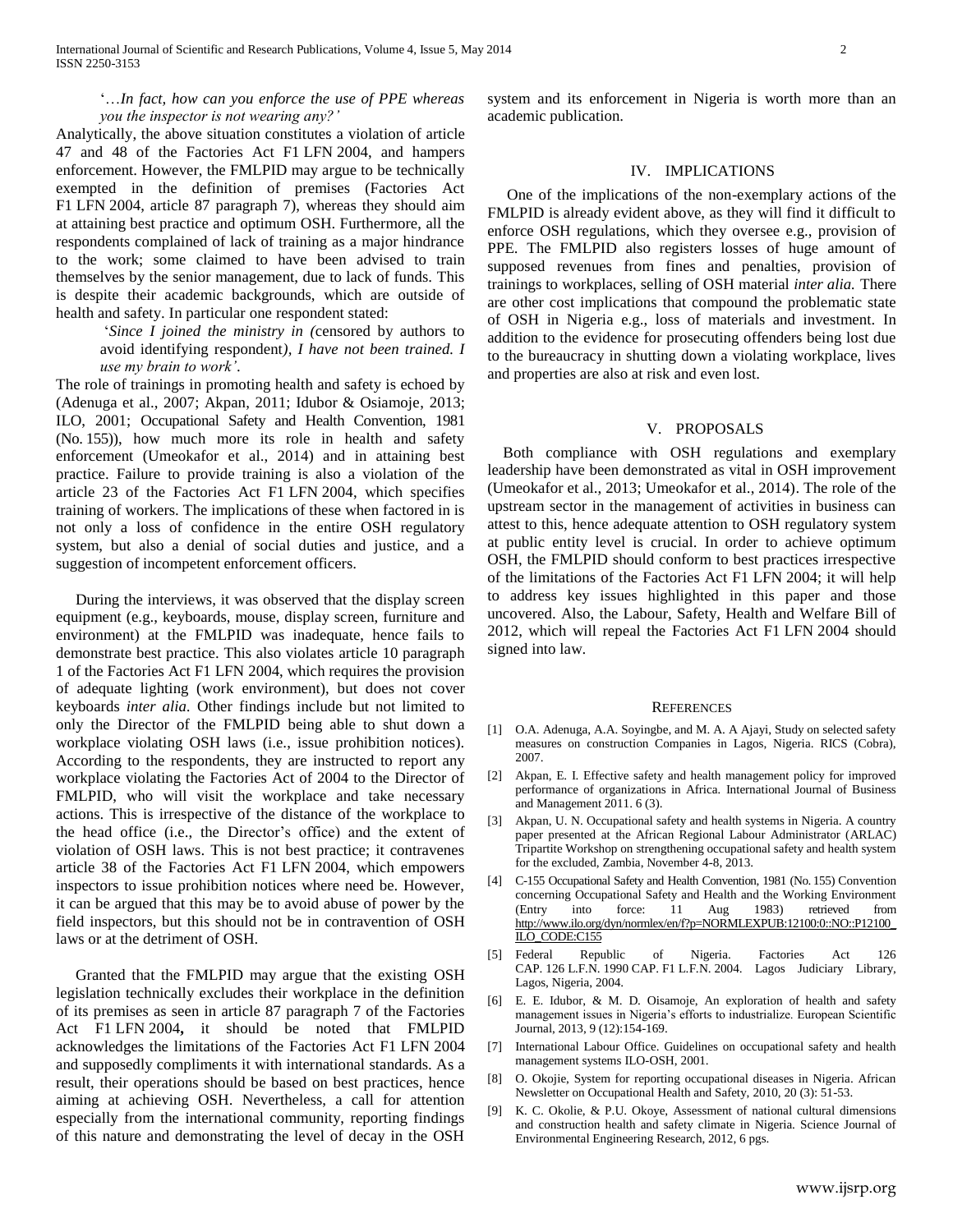'*…In fact, how can you enforce the use of PPE whereas you the inspector is not wearing any?'*

Analytically, the above situation constitutes a violation of article 47 and 48 of the Factories Act F1 LFN 2004, and hampers enforcement. However, the FMLPID may argue to be technically exempted in the definition of premises (Factories Act F1 LFN 2004, article 87 paragraph 7), whereas they should aim at attaining best practice and optimum OSH. Furthermore, all the respondents complained of lack of training as a major hindrance to the work; some claimed to have been advised to train themselves by the senior management, due to lack of funds. This is despite their academic backgrounds, which are outside of health and safety. In particular one respondent stated:

'*Since I joined the ministry in (*censored by authors to avoid identifying respondent*), I have not been trained. I use my brain to work'*.

The role of trainings in promoting health and safety is echoed by (Adenuga et al., 2007; Akpan, 2011; Idubor & Osiamoje, 2013; ILO, 2001; Occupational Safety and Health Convention, 1981 (No. 155)), how much more its role in health and safety enforcement (Umeokafor et al., 2014) and in attaining best practice. Failure to provide training is also a violation of the article 23 of the Factories Act F1 LFN 2004, which specifies training of workers. The implications of these when factored in is not only a loss of confidence in the entire OSH regulatory system, but also a denial of social duties and justice, and a suggestion of incompetent enforcement officers.

During the interviews, it was observed that the display screen equipment (e.g., keyboards, mouse, display screen, furniture and environment) at the FMLPID was inadequate, hence fails to demonstrate best practice. This also violates article 10 paragraph 1 of the Factories Act F1 LFN 2004, which requires the provision of adequate lighting (work environment), but does not cover keyboards *inter alia.* Other findings include but not limited to only the Director of the FMLPID being able to shut down a workplace violating OSH laws (i.e., issue prohibition notices). According to the respondents, they are instructed to report any workplace violating the Factories Act of 2004 to the Director of FMLPID, who will visit the workplace and take necessary actions. This is irrespective of the distance of the workplace to the head office (i.e., the Director's office) and the extent of violation of OSH laws. This is not best practice; it contravenes article 38 of the Factories Act F1 LFN 2004, which empowers inspectors to issue prohibition notices where need be. However, it can be argued that this may be to avoid abuse of power by the field inspectors, but this should not be in contravention of OSH laws or at the detriment of OSH.

Granted that the FMLPID may argue that the existing OSH legislation technically excludes their workplace in the definition of its premises as seen in article 87 paragraph 7 of the Factories Act F1 LFN 2004**,** it should be noted that FMLPID acknowledges the limitations of the Factories Act F1 LFN 2004 and supposedly compliments it with international standards. As a result, their operations should be based on best practices, hence aiming at achieving OSH. Nevertheless, a call for attention especially from the international community, reporting findings of this nature and demonstrating the level of decay in the OSH system and its enforcement in Nigeria is worth more than an academic publication.

## IV. IMPLICATIONS

One of the implications of the non-exemplary actions of the FMLPID is already evident above, as they will find it difficult to enforce OSH regulations, which they oversee e.g., provision of PPE. The FMLPID also registers losses of huge amount of supposed revenues from fines and penalties, provision of trainings to workplaces, selling of OSH material *inter alia.* There are other cost implications that compound the problematic state of OSH in Nigeria e.g., loss of materials and investment. In addition to the evidence for prosecuting offenders being lost due to the bureaucracy in shutting down a violating workplace, lives and properties are also at risk and even lost.

## V. PROPOSALS

Both compliance with OSH regulations and exemplary leadership have been demonstrated as vital in OSH improvement (Umeokafor et al., 2013; Umeokafor et al., 2014). The role of the upstream sector in the management of activities in business can attest to this, hence adequate attention to OSH regulatory system at public entity level is crucial. In order to achieve optimum OSH, the FMLPID should conform to best practices irrespective of the limitations of the Factories Act F1 LFN 2004; it will help to address key issues highlighted in this paper and those uncovered. Also, the Labour, Safety, Health and Welfare Bill of 2012, which will repeal the Factories Act F1 LFN 2004 should signed into law.

## REFERENCES

[1] O.A. Adenuga, A.A. Soyingbe, and M. A. A Ajayi, Study on selected safety measures on construction Companies in Lagos, Nigeria. RICS (Cobra), 2007.

[2] Akpan, E. I. Effective safety and health management policy for improved performance of organizations in Africa. International Journal of Business and Management 2011. 6 (3).

[3] Akpan, U. N. Occupational safety and health systems in Nigeria. A country paper presented at the African Regional Labour Administrator (ARLAC) Tripartite Workshop on strengthening occupational safety and health system for the excluded, Zambia, November 4-8, 2013.

[4] C-155 Occupational Safety and Health Convention, 1981 (No. 155) Convention concerning Occupational Safety and Health and the Working Environment (Entry into force: 11 Aug 1983) retrieved from http://www.ilo.org/dyn/normlex/en/f?p=NORMLEXPUB:12100:0::NO::P12100_ILO_CODE:C155

[5] Federal Republic of Nigeria. Factories Act 126 CAP. 126 L.F.N. 1990 CAP. F1 L.F.N. 2004. Lagos Judiciary Library, Lagos, Nigeria, 2004.

[6] E. E. Idubor, & M. D. Oisamoje, An exploration of health and safety management issues in Nigeria's efforts to industrialize. European Scientific Journal, 2013, 9 (12):154-169.

[7] International Labour Office. Guidelines on occupational safety and health management systems ILO-OSH, 2001.

[8] O. Okojie, System for reporting occupational diseases in Nigeria. African Newsletter on Occupational Health and Safety, 2010, 20 (3): 51-53.

[9] K. C. Okolie, & P.U. Okoye, Assessment of national cultural dimensions and construction health and safety climate in Nigeria. Science Journal of Environmental Engineering Research, 2012, 6 pgs.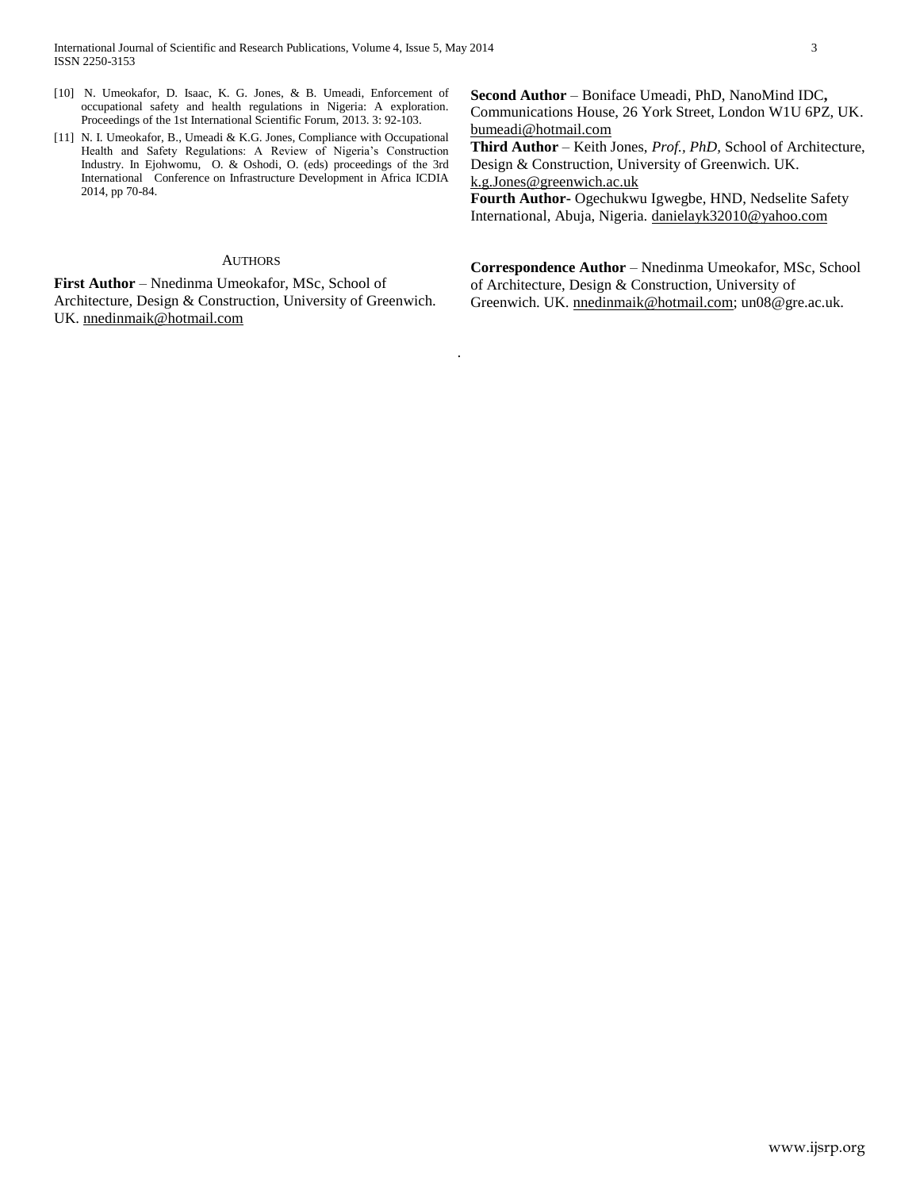[10] N. Umeokafor, D. Isaac, K. G. Jones, & B. Umeadi, Enforcement of occupational safety and health regulations in Nigeria: A exploration. Proceedings of the 1st International Scientific Forum, 2013. 3: 92-103.

[11] N. I. Umeokafor, B., Umeadi & K.G. Jones, Compliance with Occupational Health and Safety Regulations: A Review of Nigeria's Construction Industry. In Ejohwomu, O. & Oshodi, O. (eds) proceedings of the 3rd International Conference on Infrastructure Development in Africa ICDIA 2014, pp 70-84.

## AUTHORS

**First Author** – Nnedinma Umeokafor, MSc, School of Architecture, Design & Construction, University of Greenwich. UK. nnedinmaik@hotmail.com

**Second Author** – Boniface Umeadi, PhD, NanoMind IDC**,** Communications House, 26 York Street, London W1U 6PZ, UK. bumeadi@hotmail.com

**Third Author** – Keith Jones, *Prof., PhD,* School of Architecture, Design & Construction, University of Greenwich. UK. k.g.Jones@greenwich.ac.uk

**Fourth Author**- Ogechukwu Igwegbe, HND, Nedselite Safety International, Abuja, Nigeria. danielayk32010@yahoo.com

**Correspondence Author** – Nnedinma Umeokafor, MSc, School of Architecture, Design & Construction, University of Greenwich. UK. nnedinmaik@hotmail.com; un08@gre.ac.uk.